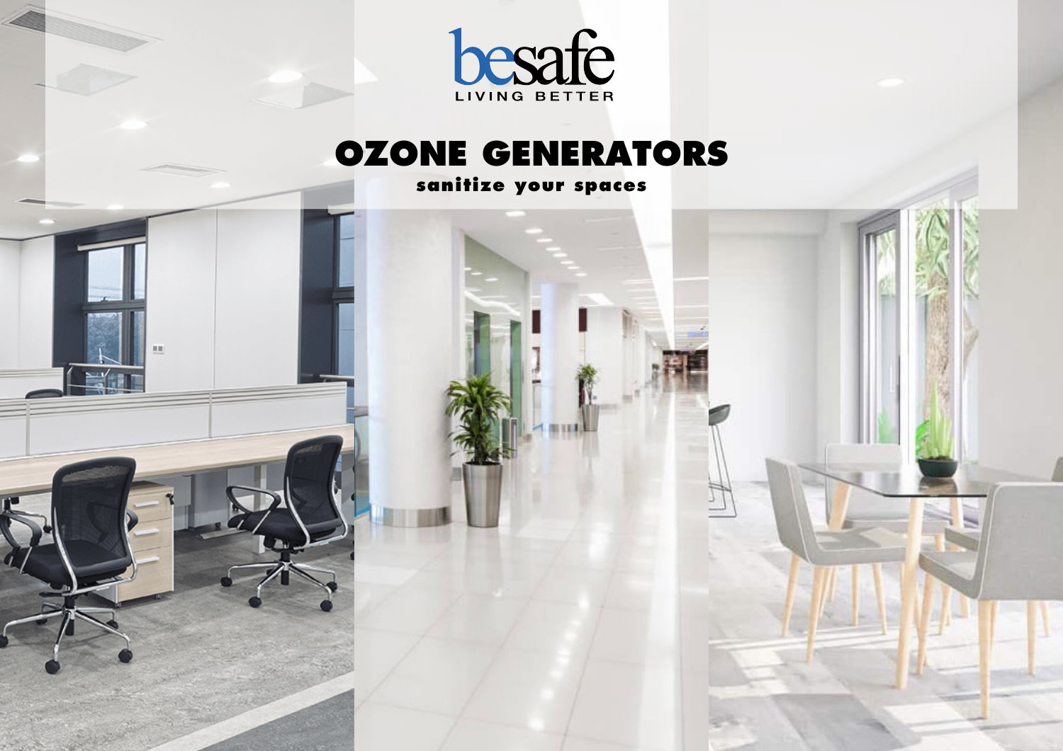besafe

LIVING BETTER

# OZONE GENERATORS

**sanitize your spaces**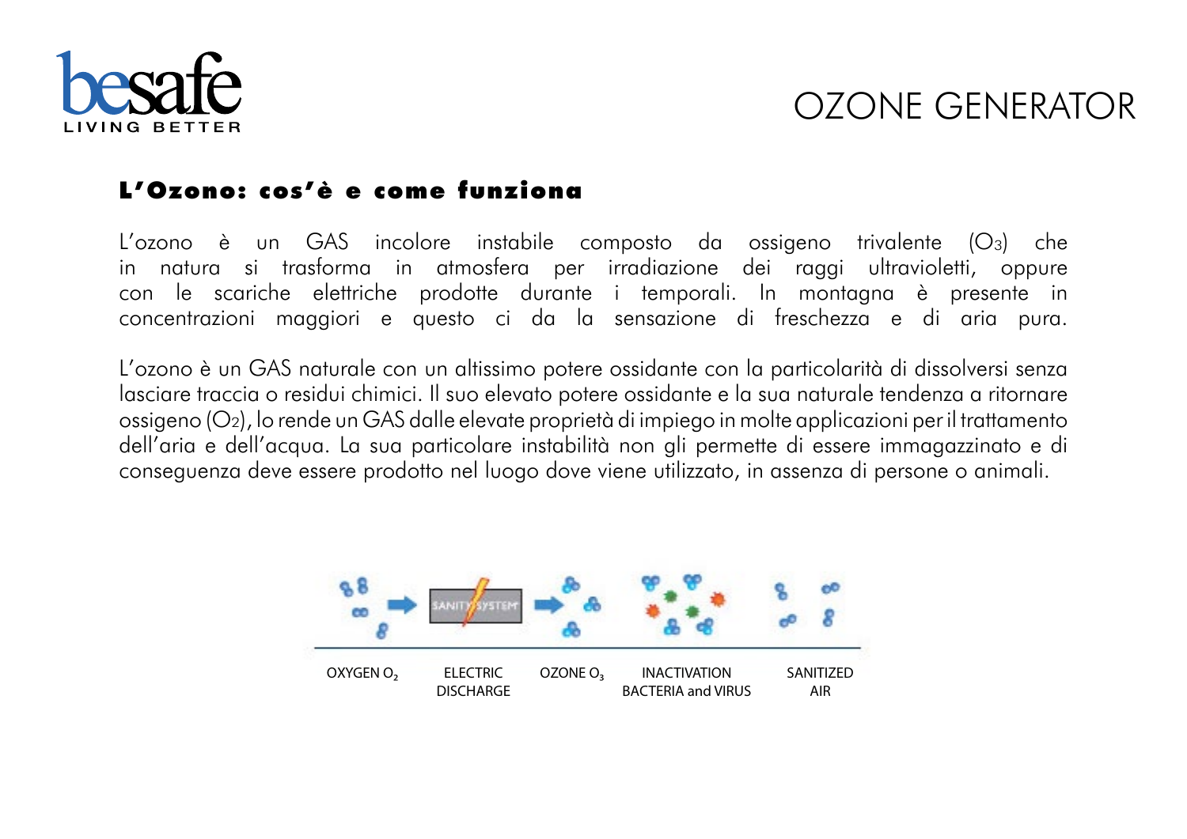# OZONE GENERATOR

## L'Ozono: cos'è e come funziona

L'ozono è un GAS incolore instabile composto da ossigeno trivalente ($O_3$) che in natura si trasforma in atmosfera per irradiazione dei raggi ultravioletti, oppure con le scariche elettriche prodotte durante i temporali. In montagna è presente in concentrazioni maggiori e questo ci da la sensazione di freschezza e di aria pura.

L'ozono è un GAS naturale con un altissimo potere ossidante con la particolarità di dissolversi senza lasciare traccia o residui chimici. Il suo elevato potere ossidante e la sua naturale tendenza a ritornare ossigeno ($O_2$), lo rende un GAS dalle elevate proprietà di impiego in molte applicazioni per il trattamento dell'aria e dell'acqua. La sua particolare instabilità non gli permette di essere immagazzinato e di conseguenza deve essere prodotto nel luogo dove viene utilizzato, in assenza di persone o animali.

OXYGEN $O_2$ → ELECTRIC DISCHARGE → OZONE $O_3$ → INACTIVATION BACTERIA and VIRUS → SANITIZED AIR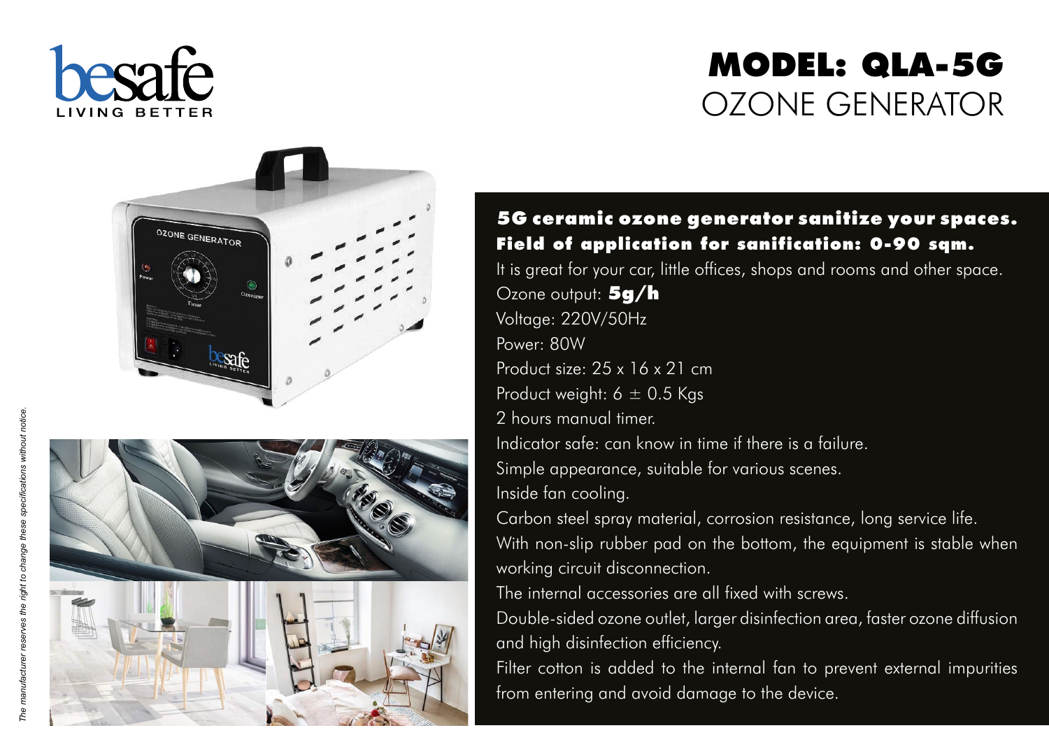besafe
LIVING BETTER

# MODEL: QLA-5G
## OZONE GENERATOR

**5G ceramic ozone generator sanitize your spaces.**
**Field of application for sanification: 0-90 sqm.**

It is great for your car, little offices, shops and rooms and other space.
Ozone output: **5g/h**
Voltage: 220V/50Hz
Power: 80W
Product size: 25 x 16 x 21 cm
Product weight: 6 ± 0.5 Kgs
2 hours manual timer.
Indicator safe: can know in time if there is a failure.
Simple appearance, suitable for various scenes.
Inside fan cooling.
Carbon steel spray material, corrosion resistance, long service life.
With non-slip rubber pad on the bottom, the equipment is stable when working circuit disconnection.
The internal accessories are all fixed with screws.
Double-sided ozone outlet, larger disinfection area, faster ozone diffusion and high disinfection efficiency.
Filter cotton is added to the internal fan to prevent external impurities from entering and avoid damage to the device.

*The manufacturer reserves the right to change these specifications without notice.*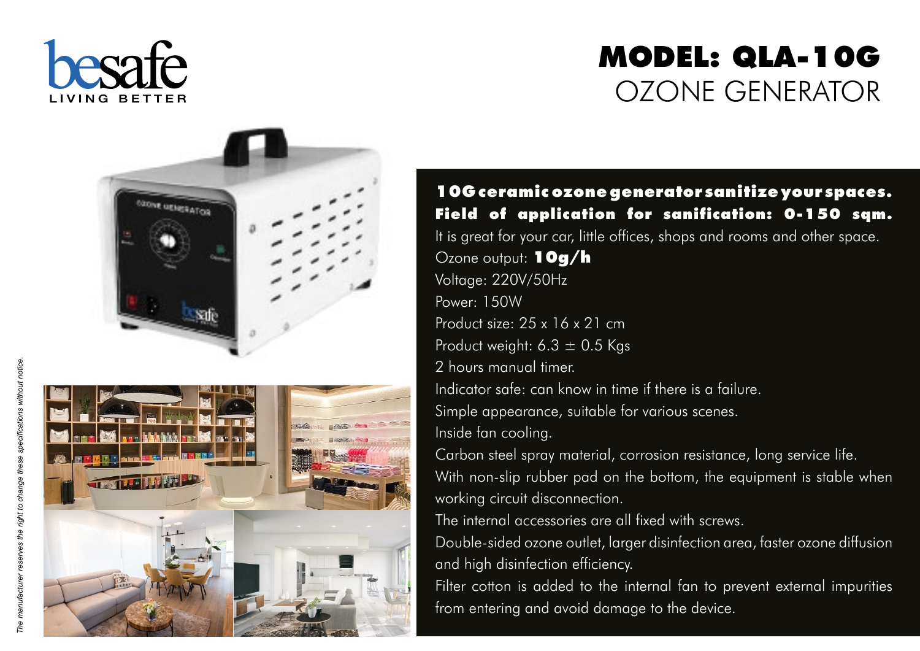besafe
LIVING BETTER

# MODEL: QLA-10G
## OZONE GENERATOR

**10G ceramic ozone generator sanitize your spaces.**
**Field of application for sanification: 0-150 sqm.**

It is great for your car, little offices, shops and rooms and other space.

Ozone output: **10g/h**

Voltage: 220V/50Hz

Power: 150W

Product size: 25 x 16 x 21 cm

Product weight: 6.3 ± 0.5 Kgs

2 hours manual timer.

Indicator safe: can know in time if there is a failure.

Simple appearance, suitable for various scenes.

Inside fan cooling.

Carbon steel spray material, corrosion resistance, long service life.

With non-slip rubber pad on the bottom, the equipment is stable when working circuit disconnection.

The internal accessories are all fixed with screws.

Double-sided ozone outlet, larger disinfection area, faster ozone diffusion and high disinfection efficiency.

Filter cotton is added to the internal fan to prevent external impurities from entering and avoid damage to the device.

*The manufacturer reserves the right to change these specifications without notice.*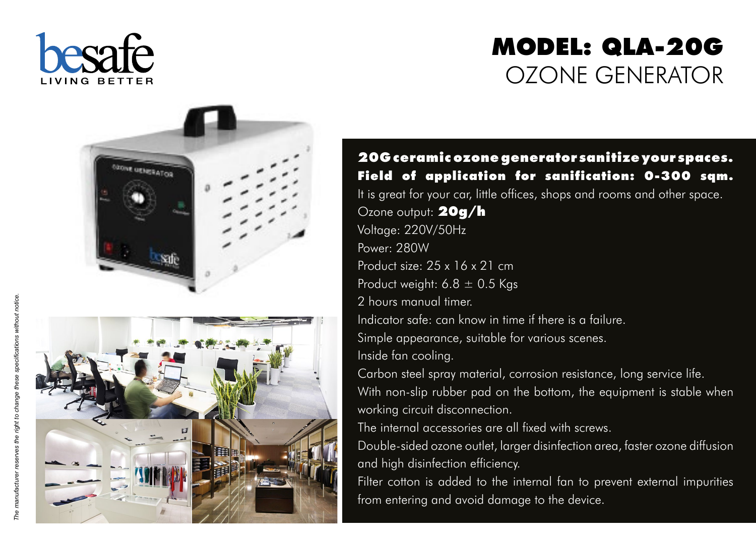besafe
LIVING BETTER

# MODEL: QLA-20G
## OZONE GENERATOR

**20G ceramic ozone generator sanitize your spaces. Field of application for sanification: 0-300 sqm.**

It is great for your car, little offices, shops and rooms and other space.

Ozone output: **20g/h**

Voltage: 220V/50Hz

Power: 280W

Product size: 25 x 16 x 21 cm

Product weight: 6.8 ± 0.5 Kgs

2 hours manual timer.

Indicator safe: can know in time if there is a failure.

Simple appearance, suitable for various scenes.

Inside fan cooling.

Carbon steel spray material, corrosion resistance, long service life.

With non-slip rubber pad on the bottom, the equipment is stable when working circuit disconnection.

The internal accessories are all fixed with screws.

Double-sided ozone outlet, larger disinfection area, faster ozone diffusion and high disinfection efficiency.

Filter cotton is added to the internal fan to prevent external impurities from entering and avoid damage to the device.

*The manufacturer reserves the right to change these specifications without notice.*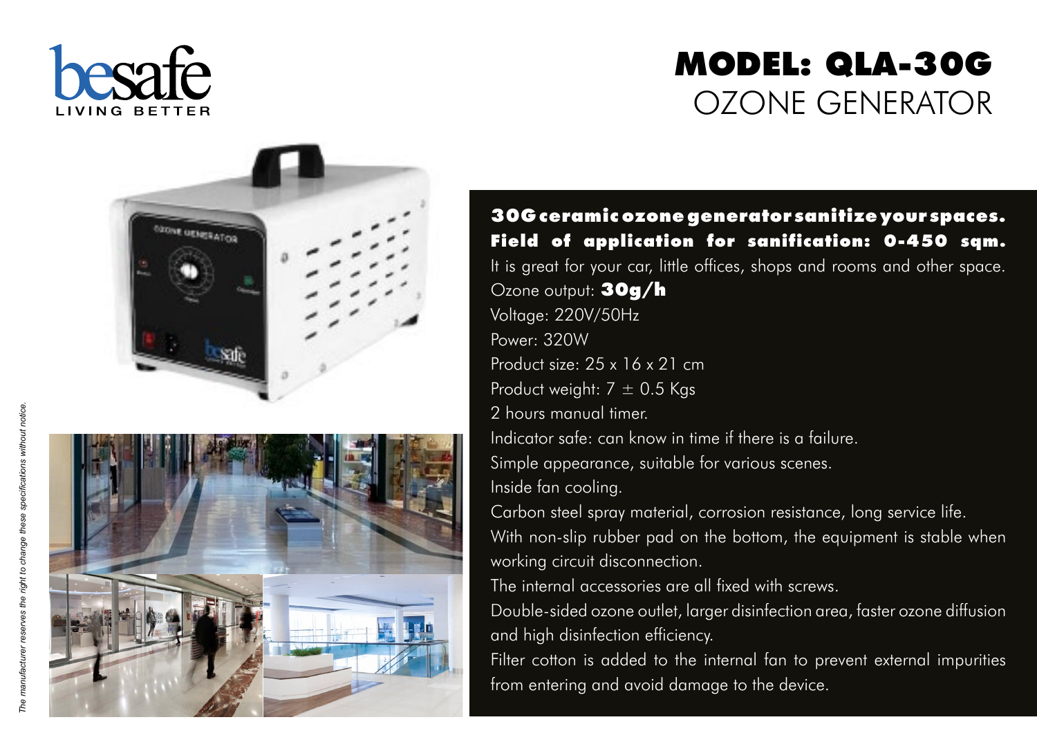besafe
LIVING BETTER

# MODEL: QLA-30G
## OZONE GENERATOR

**30G ceramic ozone generator sanitize your spaces.**
**Field of application for sanification: 0-450 sqm.**
It is great for your car, little offices, shops and rooms and other space.
Ozone output: **30g/h**
Voltage: 220V/50Hz
Power: 320W
Product size: 25 x 16 x 21 cm
Product weight: 7 ± 0.5 Kgs
2 hours manual timer.
Indicator safe: can know in time if there is a failure.
Simple appearance, suitable for various scenes.
Inside fan cooling.
Carbon steel spray material, corrosion resistance, long service life.
With non-slip rubber pad on the bottom, the equipment is stable when working circuit disconnection.
The internal accessories are all fixed with screws.
Double-sided ozone outlet, larger disinfection area, faster ozone diffusion and high disinfection efficiency.
Filter cotton is added to the internal fan to prevent external impurities from entering and avoid damage to the device.

*The manufacturer reserves the right to change these specifications without notice.*